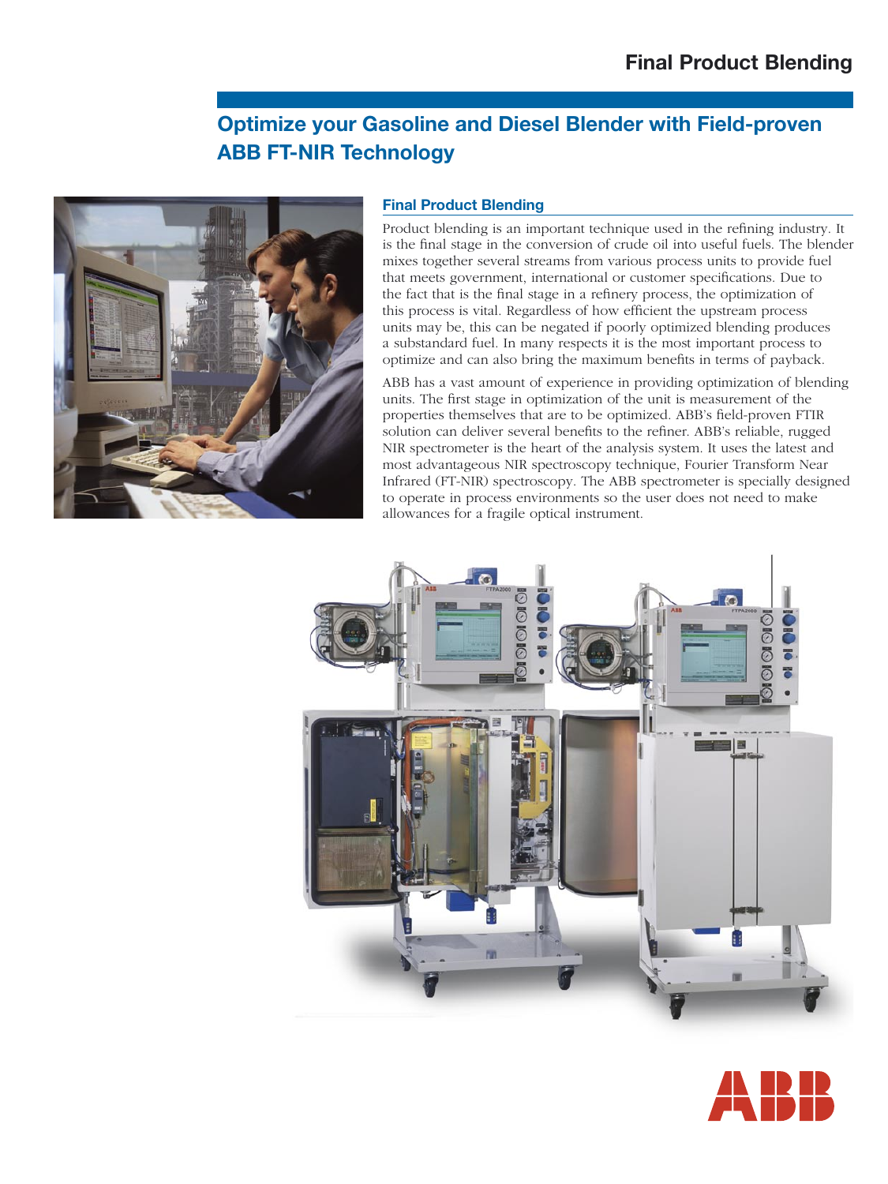# Final Product Blending

## Optimize your Gasoline and Diesel Blender with Field-proven ABB FT-NIR Technology

### Final Product Blending

Product blending is an important technique used in the refining industry. It is the final stage in the conversion of crude oil into useful fuels. The blender mixes together several streams from various process units to provide fuel that meets government, international or customer specifications. Due to the fact that is the final stage in a refinery process, the optimization of this process is vital. Regardless of how efficient the upstream process units may be, this can be negated if poorly optimized blending produces a substandard fuel. In many respects it is the most important process to optimize and can also bring the maximum benefits in terms of payback.

ABB has a vast amount of experience in providing optimization of blending units. The first stage in optimization of the unit is measurement of the properties themselves that are to be optimized. ABB's field-proven FTIR solution can deliver several benefits to the refiner. ABB's reliable, rugged NIR spectrometer is the heart of the analysis system. It uses the latest and most advantageous NIR spectroscopy technique, Fourier Transform Near Infrared (FT-NIR) spectroscopy. The ABB spectrometer is specially designed to operate in process environments so the user does not need to make allowances for a fragile optical instrument.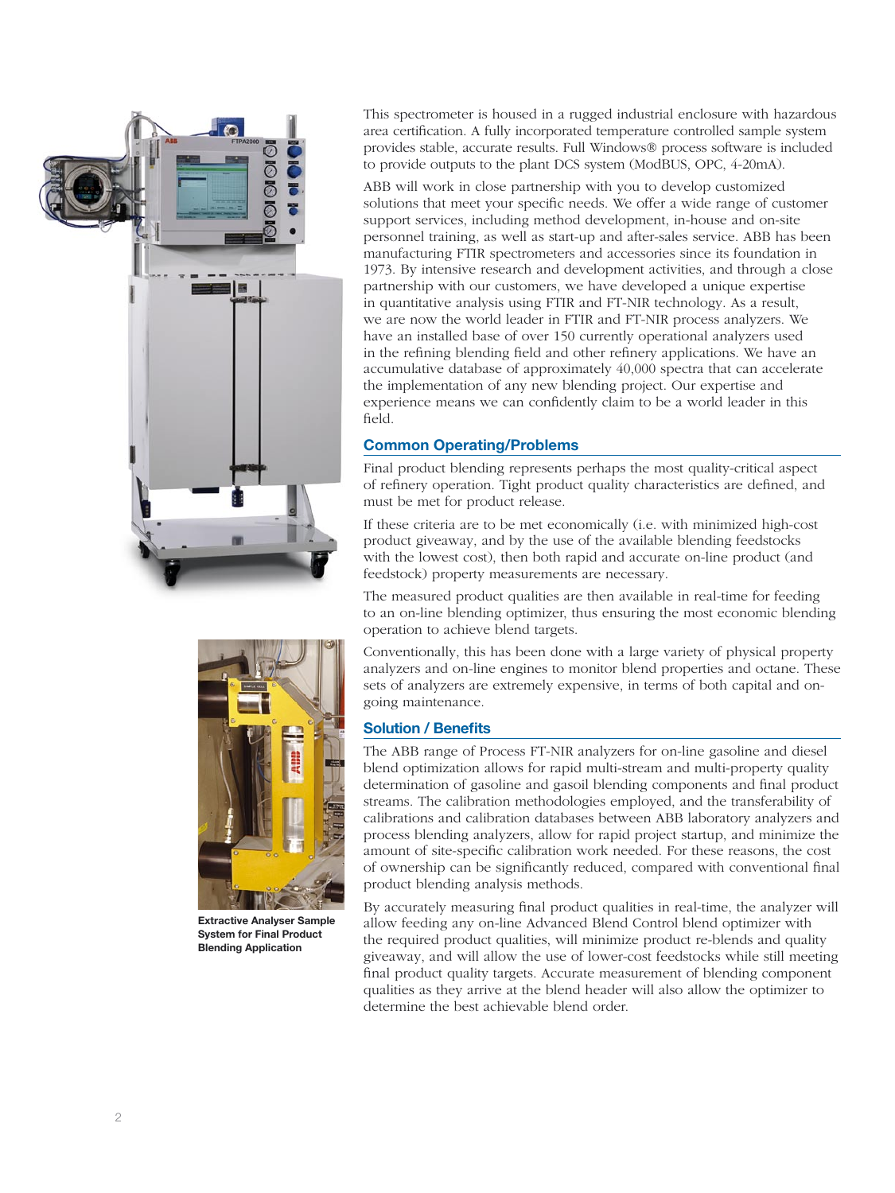This spectrometer is housed in a rugged industrial enclosure with hazardous area certification. A fully incorporated temperature controlled sample system provides stable, accurate results. Full Windows® process software is included to provide outputs to the plant DCS system (ModBUS, OPC, 4-20mA).

ABB will work in close partnership with you to develop customized solutions that meet your specific needs. We offer a wide range of customer support services, including method development, in-house and on-site personnel training, as well as start-up and after-sales service. ABB has been manufacturing FTIR spectrometers and accessories since its foundation in 1973. By intensive research and development activities, and through a close partnership with our customers, we have developed a unique expertise in quantitative analysis using FTIR and FT-NIR technology. As a result, we are now the world leader in FTIR and FT-NIR process analyzers. We have an installed base of over 150 currently operational analyzers used in the refining blending field and other refinery applications. We have an accumulative database of approximately 40,000 spectra that can accelerate the implementation of any new blending project. Our expertise and experience means we can confidently claim to be a world leader in this field.

## Common Operating/Problems

Final product blending represents perhaps the most quality-critical aspect of refinery operation. Tight product quality characteristics are defined, and must be met for product release.

If these criteria are to be met economically (i.e. with minimized high-cost product giveaway, and by the use of the available blending feedstocks with the lowest cost), then both rapid and accurate on-line product (and feedstock) property measurements are necessary.

The measured product qualities are then available in real-time for feeding to an on-line blending optimizer, thus ensuring the most economic blending operation to achieve blend targets.

Conventionally, this has been done with a large variety of physical property analyzers and on-line engines to monitor blend properties and octane. These sets of analyzers are extremely expensive, in terms of both capital and on-going maintenance.

## Solution / Benefits

The ABB range of Process FT-NIR analyzers for on-line gasoline and diesel blend optimization allows for rapid multi-stream and multi-property quality determination of gasoline and gasoil blending components and final product streams. The calibration methodologies employed, and the transferability of calibrations and calibration databases between ABB laboratory analyzers and process blending analyzers, allow for rapid project startup, and minimize the amount of site-specific calibration work needed. For these reasons, the cost of ownership can be significantly reduced, compared with conventional final product blending analysis methods.

By accurately measuring final product qualities in real-time, the analyzer will allow feeding any on-line Advanced Blend Control blend optimizer with the required product qualities, will minimize product re-blends and quality giveaway, and will allow the use of lower-cost feedstocks while still meeting final product quality targets. Accurate measurement of blending component qualities as they arrive at the blend header will also allow the optimizer to determine the best achievable blend order.

**Extractive Analyser Sample System for Final Product Blending Application**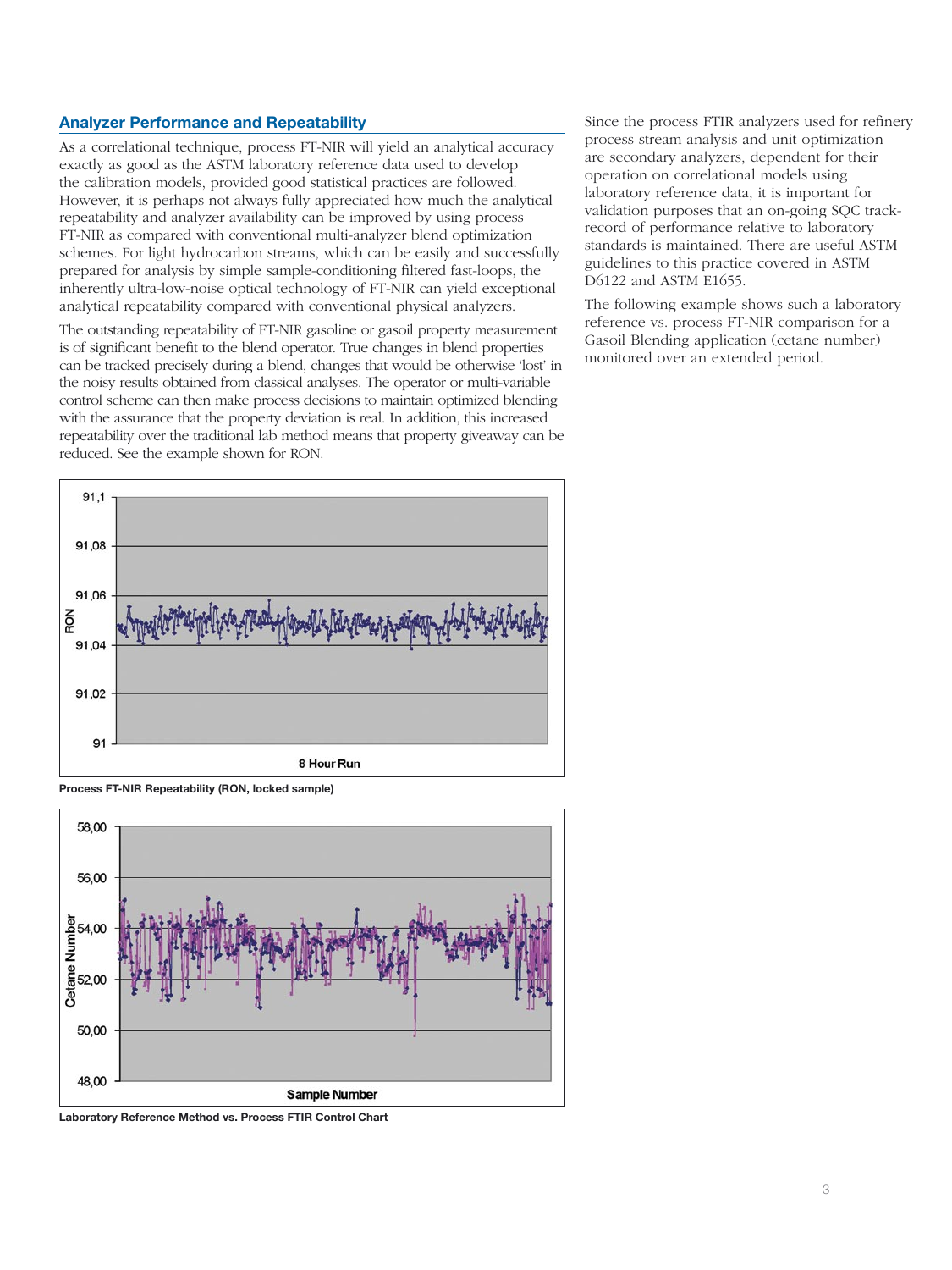## Analyzer Performance and Repeatability

As a correlational technique, process FT-NIR will yield an analytical accuracy exactly as good as the ASTM laboratory reference data used to develop the calibration models, provided good statistical practices are followed. However, it is perhaps not always fully appreciated how much the analytical repeatability and analyzer availability can be improved by using process FT-NIR as compared with conventional multi-analyzer blend optimization schemes. For light hydrocarbon streams, which can be easily and successfully prepared for analysis by simple sample-conditioning filtered fast-loops, the inherently ultra-low-noise optical technology of FT-NIR can yield exceptional analytical repeatability compared with conventional physical analyzers.

The outstanding repeatability of FT-NIR gasoline or gasoil property measurement is of significant benefit to the blend operator. True changes in blend properties can be tracked precisely during a blend, changes that would be otherwise 'lost' in the noisy results obtained from classical analyses. The operator or multi-variable control scheme can then make process decisions to maintain optimized blending with the assurance that the property deviation is real. In addition, this increased repeatability over the traditional lab method means that property giveaway can be reduced. See the example shown for RON.

**Process FT-NIR Repeatability (RON, locked sample)**

**Laboratory Reference Method vs. Process FTIR Control Chart**

Since the process FTIR analyzers used for refinery process stream analysis and unit optimization are secondary analyzers, dependent for their operation on correlational models using laboratory reference data, it is important for validation purposes that an on-going SQC track-record of performance relative to laboratory standards is maintained. There are useful ASTM guidelines to this practice covered in ASTM D6122 and ASTM E1655.

The following example shows such a laboratory reference vs. process FT-NIR comparison for a Gasoil Blending application (cetane number) monitored over an extended period.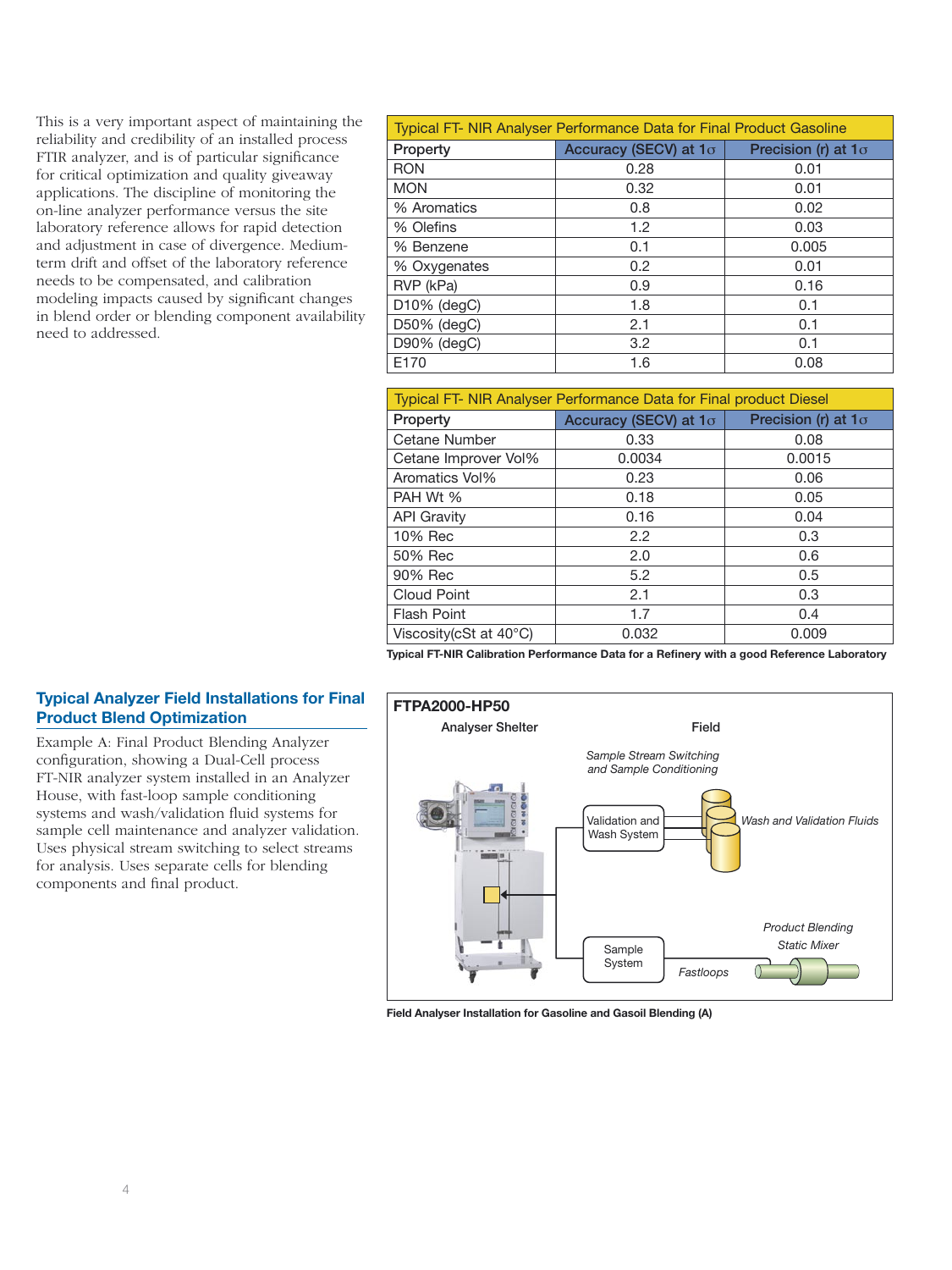This is a very important aspect of maintaining the reliability and credibility of an installed process FTIR analyzer, and is of particular significance for critical optimization and quality giveaway applications. The discipline of monitoring the on-line analyzer performance versus the site laboratory reference allows for rapid detection and adjustment in case of divergence. Medium-term drift and offset of the laboratory reference needs to be compensated, and calibration modeling impacts caused by significant changes in blend order or blending component availability need to addressed.

| Typical FT- NIR Analyser Performance Data for Final Product Gasoline | | |
|---|---|---|
| Property | Accuracy (SECV) at 1σ | Precision (r) at 1σ |
| RON | 0.28 | 0.01 |
| MON | 0.32 | 0.01 |
| % Aromatics | 0.8 | 0.02 |
| % Olefins | 1.2 | 0.03 |
| % Benzene | 0.1 | 0.005 |
| % Oxygenates | 0.2 | 0.01 |
| RVP (kPa) | 0.9 | 0.16 |
| D10% (degC) | 1.8 | 0.1 |
| D50% (degC) | 2.1 | 0.1 |
| D90% (degC) | 3.2 | 0.1 |
| E170 | 1.6 | 0.08 |

| Typical FT- NIR Analyser Performance Data for Final product Diesel | | |
|---|---|---|
| Property | Accuracy (SECV) at 1σ | Precision (r) at 1σ |
| Cetane Number | 0.33 | 0.08 |
| Cetane Improver Vol% | 0.0034 | 0.0015 |
| Aromatics Vol% | 0.23 | 0.06 |
| PAH Wt % | 0.18 | 0.05 |
| API Gravity | 0.16 | 0.04 |
| 10% Rec | 2.2 | 0.3 |
| 50% Rec | 2.0 | 0.6 |
| 90% Rec | 5.2 | 0.5 |
| Cloud Point | 2.1 | 0.3 |
| Flash Point | 1.7 | 0.4 |
| Viscosity(cSt at 40°C) | 0.032 | 0.009 |

**Typical FT-NIR Calibration Performance Data for a Refinery with a good Reference Laboratory**

## Typical Analyzer Field Installations for Final Product Blend Optimization

Example A: Final Product Blending Analyzer configuration, showing a Dual-Cell process FT-NIR analyzer system installed in an Analyzer House, with fast-loop sample conditioning systems and wash/validation fluid systems for sample cell maintenance and analyzer validation. Uses physical stream switching to select streams for analysis. Uses separate cells for blending components and final product.

**FTPA2000-HP50**

Analyser Shelter | Field

Sample Stream Switching and Sample Conditioning

Validation and Wash System — Wash and Validation Fluids

Sample System — Fastloops — Product Blending Static Mixer

**Field Analyser Installation for Gasoline and Gasoil Blending (A)**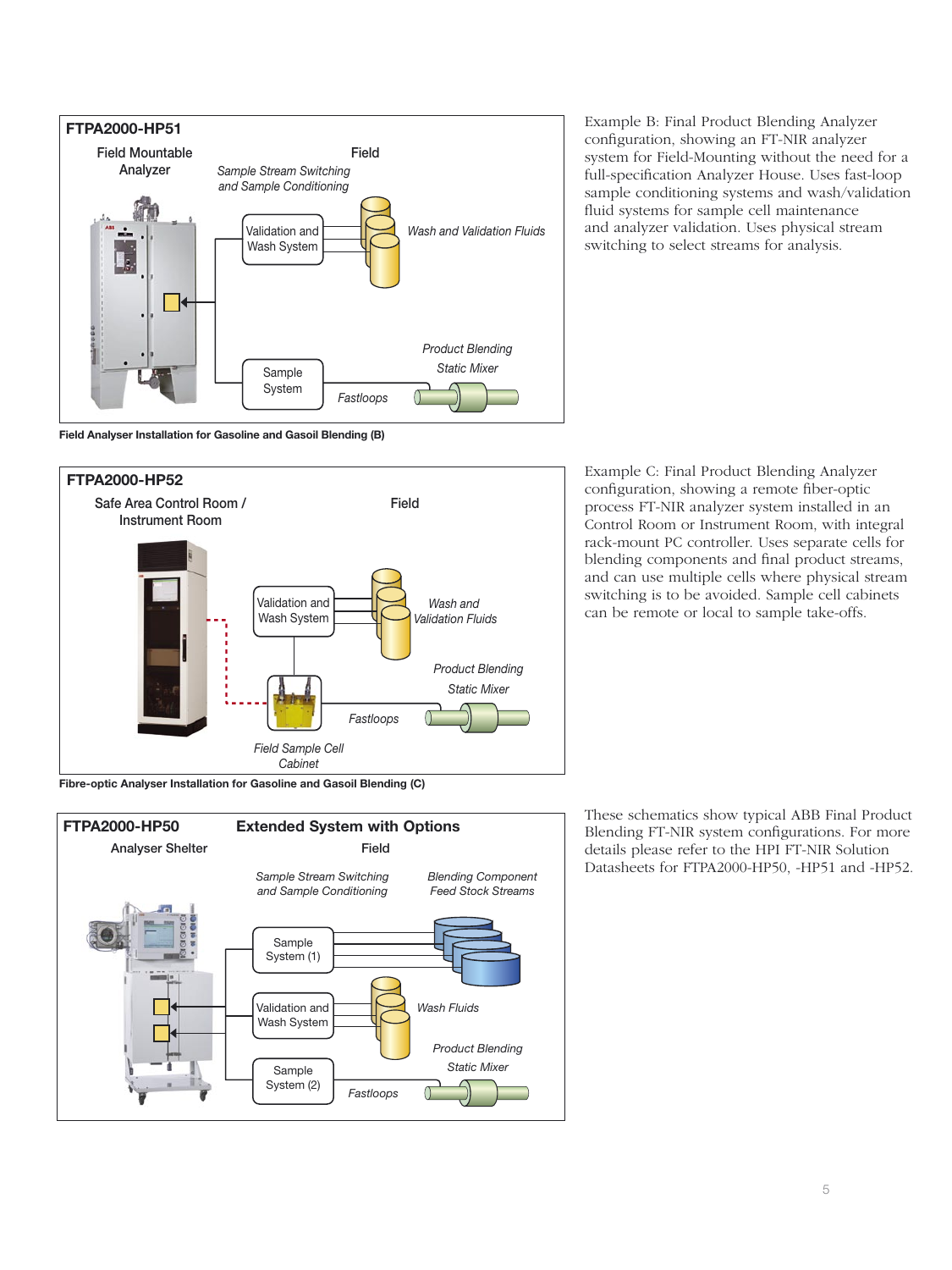**FTPA2000-HP51**

Field Mountable Analyzer

Field

*Sample Stream Switching and Sample Conditioning*

Validation and Wash System

*Wash and Validation Fluids*

*Product Blending Static Mixer*

Sample System

*Fastloops*

**Field Analyser Installation for Gasoline and Gasoil Blending (B)**

Example B: Final Product Blending Analyzer configuration, showing an FT-NIR analyzer system for Field-Mounting without the need for a full-specification Analyzer House. Uses fast-loop sample conditioning systems and wash/validation fluid systems for sample cell maintenance and analyzer validation. Uses physical stream switching to select streams for analysis.

**FTPA2000-HP52**

Safe Area Control Room / Instrument Room

Field

Validation and Wash System

*Wash and Validation Fluids*

*Product Blending Static Mixer*

*Fastloops*

*Field Sample Cell Cabinet*

**Fibre-optic Analyser Installation for Gasoline and Gasoil Blending (C)**

Example C: Final Product Blending Analyzer configuration, showing a remote fiber-optic process FT-NIR analyzer system installed in an Control Room or Instrument Room, with integral rack-mount PC controller. Uses separate cells for blending components and final product streams, and can use multiple cells where physical stream switching is to be avoided. Sample cell cabinets can be remote or local to sample take-offs.

**FTPA2000-HP50** **Extended System with Options**

Analyser Shelter

Field

*Sample Stream Switching and Sample Conditioning*

*Blending Component Feed Stock Streams*

Sample System (1)

Validation and Wash System

*Wash Fluids*

*Product Blending Static Mixer*

Sample System (2)

*Fastloops*

These schematics show typical ABB Final Product Blending FT-NIR system configurations. For more details please refer to the HPI FT-NIR Solution Datasheets for FTPA2000-HP50, -HP51 and -HP52.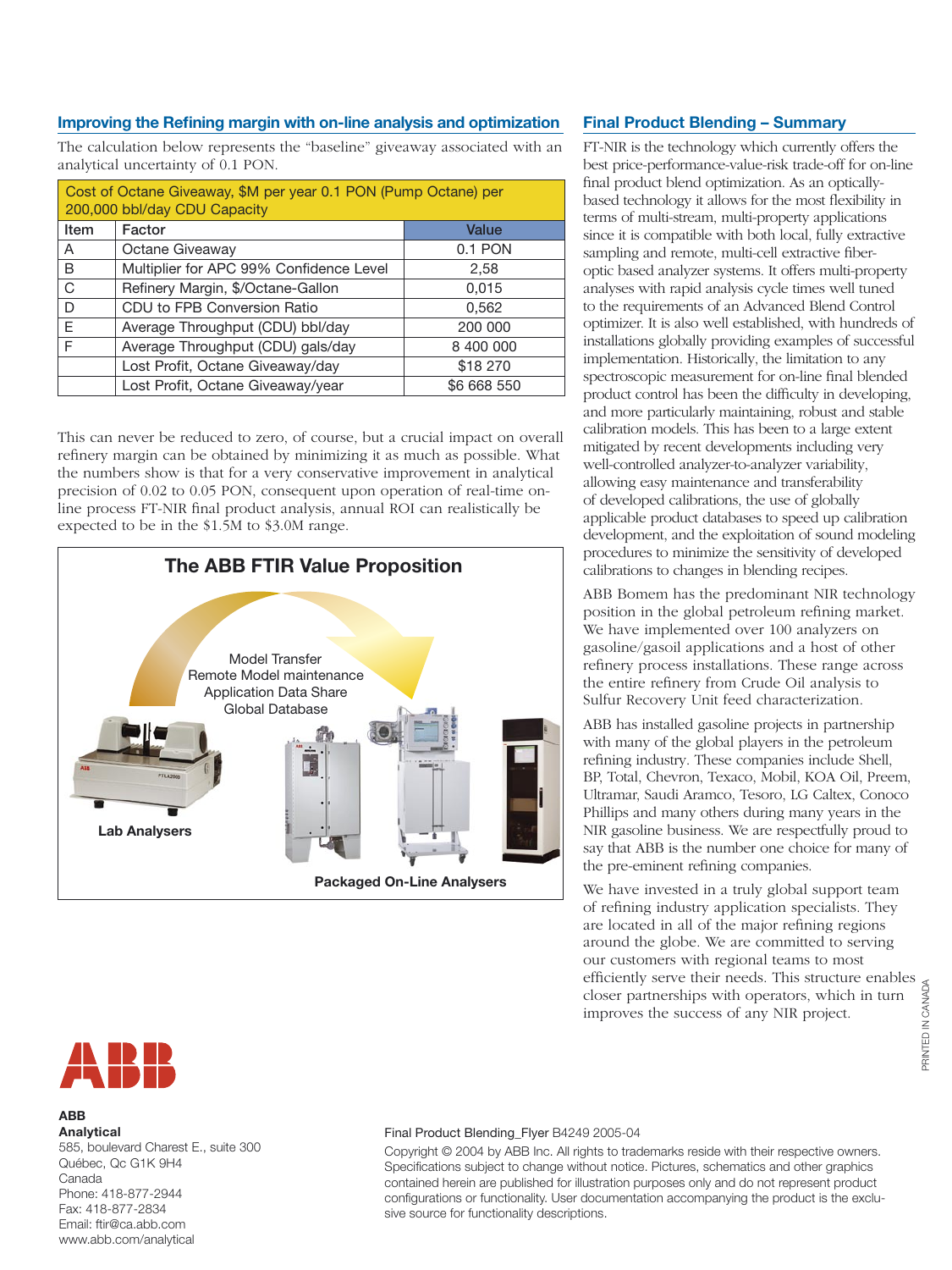## Improving the Refining margin with on-line analysis and optimization

The calculation below represents the "baseline" giveaway associated with an analytical uncertainty of 0.1 PON.

| Cost of Octane Giveaway, $M per year 0.1 PON (Pump Octane) per 200,000 bbl/day CDU Capacity | | |
|---|---|---|
| Item | Factor | Value |
| A | Octane Giveaway | 0.1 PON |
| B | Multiplier for APC 99% Confidence Level | 2,58 |
| C | Refinery Margin, $/Octane-Gallon | 0,015 |
| D | CDU to FPB Conversion Ratio | 0,562 |
| E | Average Throughput (CDU) bbl/day | 200 000 |
| F | Average Throughput (CDU) gals/day | 8 400 000 |
| | Lost Profit, Octane Giveaway/day | $18 270 |
| | Lost Profit, Octane Giveaway/year | $6 668 550 |

This can never be reduced to zero, of course, but a crucial impact on overall refinery margin can be obtained by minimizing it as much as possible. What the numbers show is that for a very conservative improvement in analytical precision of 0.02 to 0.05 PON, consequent upon operation of real-time on-line process FT-NIR final product analysis, annual ROI can realistically be expected to be in the $1.5M to $3.0M range.

**The ABB FTIR Value Proposition**

Model Transfer
Remote Model maintenance
Application Data Share
Global Database

**Lab Analysers**

**Packaged On-Line Analysers**

## Final Product Blending – Summary

FT-NIR is the technology which currently offers the best price-performance-value-risk trade-off for on-line final product blend optimization. As an optically-based technology it allows for the most flexibility in terms of multi-stream, multi-property applications since it is compatible with both local, fully extractive sampling and remote, multi-cell extractive fiber-optic based analyzer systems. It offers multi-property analyses with rapid analysis cycle times well tuned to the requirements of an Advanced Blend Control optimizer. It is also well established, with hundreds of installations globally providing examples of successful implementation. Historically, the limitation to any spectroscopic measurement for on-line final blended product control has been the difficulty in developing, and more particularly maintaining, robust and stable calibration models. This has been to a large extent mitigated by recent developments including very well-controlled analyzer-to-analyzer variability, allowing easy maintenance and transferability of developed calibrations, the use of globally applicable product databases to speed up calibration development, and the exploitation of sound modeling procedures to minimize the sensitivity of developed calibrations to changes in blending recipes.

ABB Bomem has the predominant NIR technology position in the global petroleum refining market. We have implemented over 100 analyzers on gasoline/gasoil applications and a host of other refinery process installations. These range across the entire refinery from Crude Oil analysis to Sulfur Recovery Unit feed characterization.

ABB has installed gasoline projects in partnership with many of the global players in the petroleum refining industry. These companies include Shell, BP, Total, Chevron, Texaco, Mobil, KOA Oil, Preem, Ultramar, Saudi Aramco, Tesoro, LG Caltex, Conoco Phillips and many others during many years in the NIR gasoline business. We are respectfully proud to say that ABB is the number one choice for many of the pre-eminent refining companies.

We have invested in a truly global support team of refining industry application specialists. They are located in all of the major refining regions around the globe. We are committed to serving our customers with regional teams to most efficiently serve their needs. This structure enables closer partnerships with operators, which in turn improves the success of any NIR project.

PRINTED IN CANADA

**ABB**
**Analytical**
585, boulevard Charest E., suite 300
Québec, Qc G1K 9H4
Canada
Phone: 418-877-2944
Fax: 418-877-2834
Email: ftir@ca.abb.com
www.abb.com/analytical

Final Product Blending_Flyer B4249 2005-04

Copyright © 2004 by ABB Inc. All rights to trademarks reside with their respective owners. Specifications subject to change without notice. Pictures, schematics and other graphics contained herein are published for illustration purposes only and do not represent product configurations or functionality. User documentation accompanying the product is the exclusive source for functionality descriptions.